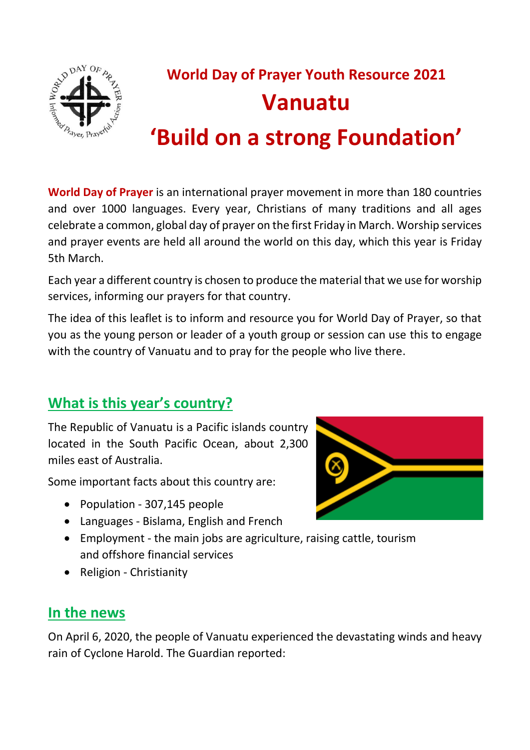# World Day of Prayer Youth Resource 2021

# Vanuatu

# 'Build on a strong Foundation'

**World Day of Prayer** is an international prayer movement in more than 180 countries and over 1000 languages. Every year, Christians of many traditions and all ages celebrate a common, global day of prayer on the first Friday in March. Worship services and prayer events are held all around the world on this day, which this year is Friday 5th March.

Each year a different country is chosen to produce the material that we use for worship services, informing our prayers for that country.

The idea of this leaflet is to inform and resource you for World Day of Prayer, so that you as the young person or leader of a youth group or session can use this to engage with the country of Vanuatu and to pray for the people who live there.

## What is this year's country?

The Republic of Vanuatu is a Pacific islands country located in the South Pacific Ocean, about 2,300 miles east of Australia.

Some important facts about this country are:

- Population - 307,145 people
- Languages - Bislama, English and French
- Employment - the main jobs are agriculture, raising cattle, tourism and offshore financial services
- Religion - Christianity

## In the news

On April 6, 2020, the people of Vanuatu experienced the devastating winds and heavy rain of Cyclone Harold. The Guardian reported: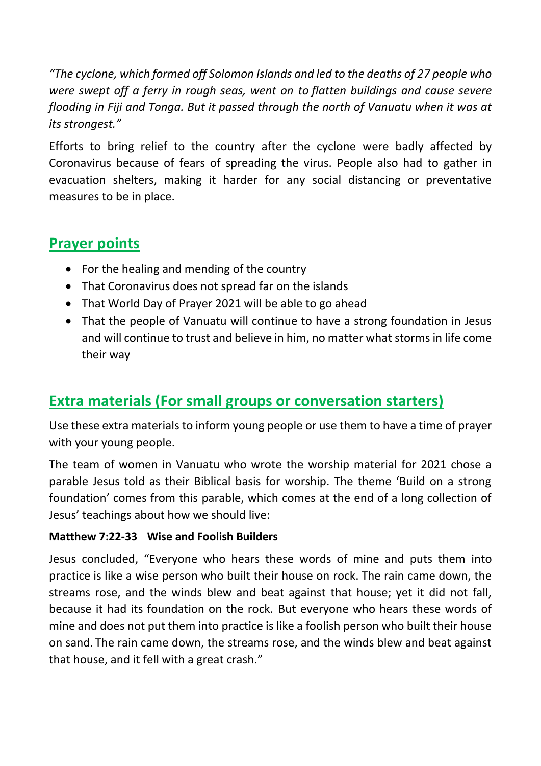*"The cyclone, which formed off Solomon Islands and led to the deaths of 27 people who were swept off a ferry in rough seas, went on to flatten buildings and cause severe flooding in Fiji and Tonga. But it passed through the north of Vanuatu when it was at its strongest."*

Efforts to bring relief to the country after the cyclone were badly affected by Coronavirus because of fears of spreading the virus. People also had to gather in evacuation shelters, making it harder for any social distancing or preventative measures to be in place.

## Prayer points

- For the healing and mending of the country
- That Coronavirus does not spread far on the islands
- That World Day of Prayer 2021 will be able to go ahead
- That the people of Vanuatu will continue to have a strong foundation in Jesus and will continue to trust and believe in him, no matter what storms in life come their way

## Extra materials (For small groups or conversation starters)

Use these extra materials to inform young people or use them to have a time of prayer with your young people.

The team of women in Vanuatu who wrote the worship material for 2021 chose a parable Jesus told as their Biblical basis for worship. The theme 'Build on a strong foundation' comes from this parable, which comes at the end of a long collection of Jesus' teachings about how we should live:

**Matthew 7:22-33 Wise and Foolish Builders**

Jesus concluded, "Everyone who hears these words of mine and puts them into practice is like a wise person who built their house on rock. The rain came down, the streams rose, and the winds blew and beat against that house; yet it did not fall, because it had its foundation on the rock. But everyone who hears these words of mine and does not put them into practice is like a foolish person who built their house on sand. The rain came down, the streams rose, and the winds blew and beat against that house, and it fell with a great crash."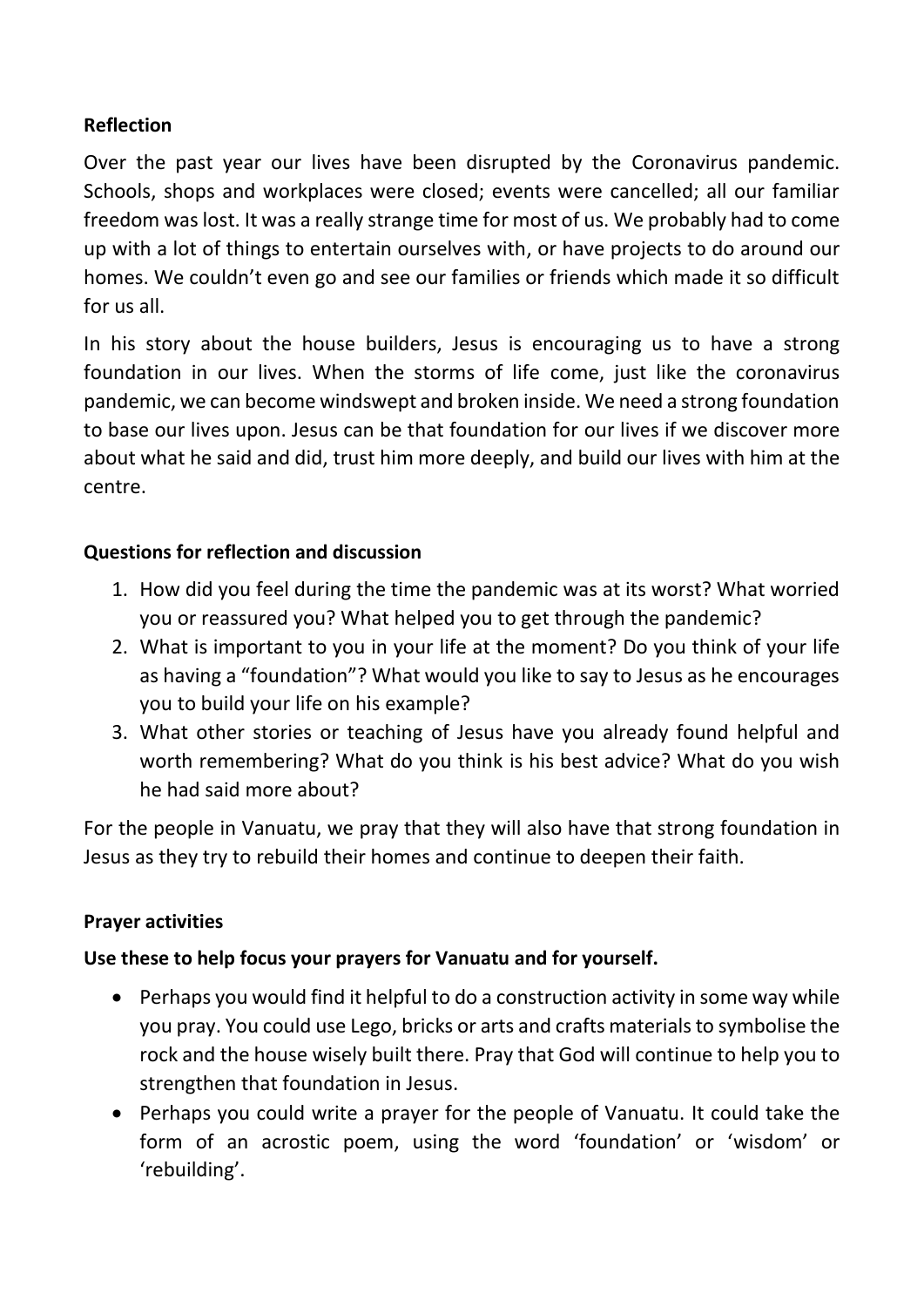**Reflection**

Over the past year our lives have been disrupted by the Coronavirus pandemic. Schools, shops and workplaces were closed; events were cancelled; all our familiar freedom was lost. It was a really strange time for most of us. We probably had to come up with a lot of things to entertain ourselves with, or have projects to do around our homes. We couldn't even go and see our families or friends which made it so difficult for us all.

In his story about the house builders, Jesus is encouraging us to have a strong foundation in our lives. When the storms of life come, just like the coronavirus pandemic, we can become windswept and broken inside. We need a strong foundation to base our lives upon. Jesus can be that foundation for our lives if we discover more about what he said and did, trust him more deeply, and build our lives with him at the centre.

**Questions for reflection and discussion**

1. How did you feel during the time the pandemic was at its worst? What worried you or reassured you? What helped you to get through the pandemic?
2. What is important to you in your life at the moment? Do you think of your life as having a "foundation"? What would you like to say to Jesus as he encourages you to build your life on his example?
3. What other stories or teaching of Jesus have you already found helpful and worth remembering? What do you think is his best advice? What do you wish he had said more about?

For the people in Vanuatu, we pray that they will also have that strong foundation in Jesus as they try to rebuild their homes and continue to deepen their faith.

**Prayer activities**

**Use these to help focus your prayers for Vanuatu and for yourself.**

- Perhaps you would find it helpful to do a construction activity in some way while you pray. You could use Lego, bricks or arts and crafts materials to symbolise the rock and the house wisely built there. Pray that God will continue to help you to strengthen that foundation in Jesus.
- Perhaps you could write a prayer for the people of Vanuatu. It could take the form of an acrostic poem, using the word 'foundation' or 'wisdom' or 'rebuilding'.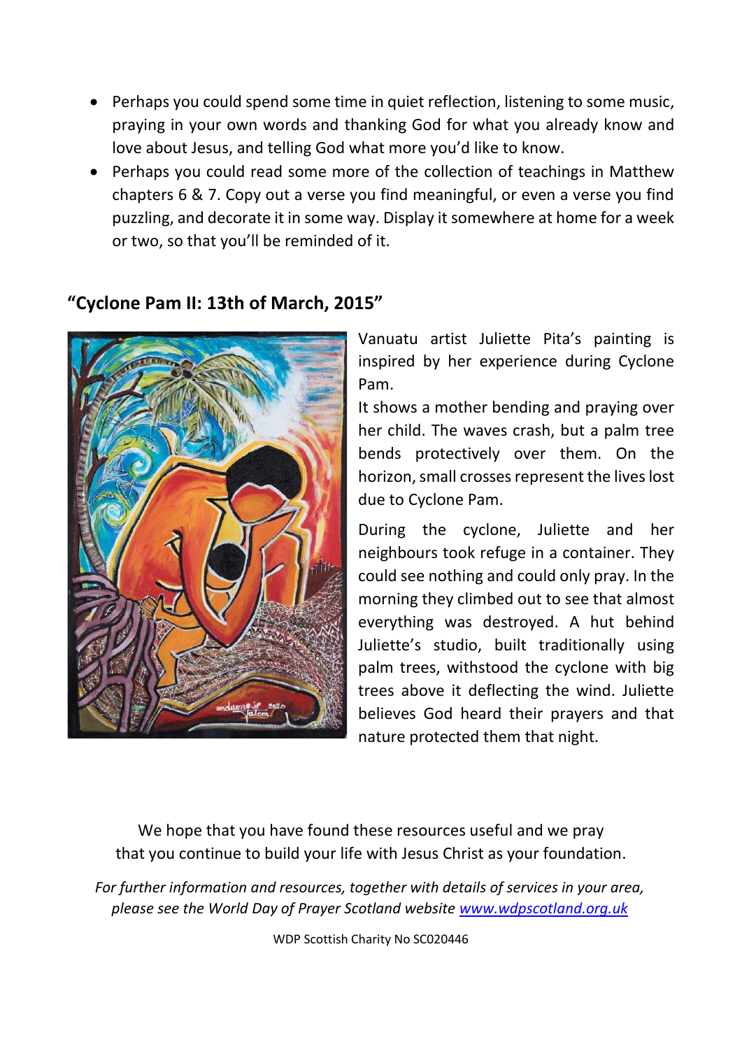- Perhaps you could spend some time in quiet reflection, listening to some music, praying in your own words and thanking God for what you already know and love about Jesus, and telling God what more you'd like to know.
- Perhaps you could read some more of the collection of teachings in Matthew chapters 6 & 7. Copy out a verse you find meaningful, or even a verse you find puzzling, and decorate it in some way. Display it somewhere at home for a week or two, so that you'll be reminded of it.

## "Cyclone Pam II: 13th of March, 2015"

Vanuatu artist Juliette Pita's painting is inspired by her experience during Cyclone Pam.

It shows a mother bending and praying over her child. The waves crash, but a palm tree bends protectively over them. On the horizon, small crosses represent the lives lost due to Cyclone Pam.

During the cyclone, Juliette and her neighbours took refuge in a container. They could see nothing and could only pray. In the morning they climbed out to see that almost everything was destroyed. A hut behind Juliette's studio, built traditionally using palm trees, withstood the cyclone with big trees above it deflecting the wind. Juliette believes God heard their prayers and that nature protected them that night.

We hope that you have found these resources useful and we pray that you continue to build your life with Jesus Christ as your foundation.

*For further information and resources, together with details of services in your area, please see the World Day of Prayer Scotland website [www.wdpscotland.org.uk](http://www.wdpscotland.org.uk)*

WDP Scottish Charity No SC020446